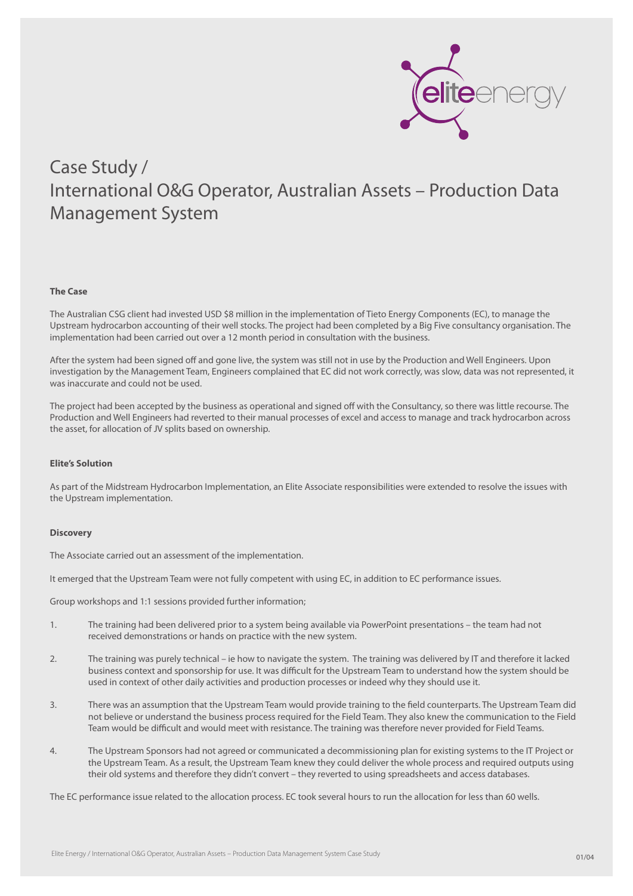# Case Study / International O&G Operator, Australian Assets – Production Data Management System

**The Case**

The Australian CSG client had invested USD $8 million in the implementation of Tieto Energy Components (EC), to manage the Upstream hydrocarbon accounting of their well stocks. The project had been completed by a Big Five consultancy organisation. The implementation had been carried out over a 12 month period in consultation with the business.

After the system had been signed off and gone live, the system was still not in use by the Production and Well Engineers. Upon investigation by the Management Team, Engineers complained that EC did not work correctly, was slow, data was not represented, it was inaccurate and could not be used.

The project had been accepted by the business as operational and signed off with the Consultancy, so there was little recourse. The Production and Well Engineers had reverted to their manual processes of excel and access to manage and track hydrocarbon across the asset, for allocation of JV splits based on ownership.

**Elite's Solution**

As part of the Midstream Hydrocarbon Implementation, an Elite Associate responsibilities were extended to resolve the issues with the Upstream implementation.

**Discovery**

The Associate carried out an assessment of the implementation.

It emerged that the Upstream Team were not fully competent with using EC, in addition to EC performance issues.

Group workshops and 1:1 sessions provided further information;

1. The training had been delivered prior to a system being available via PowerPoint presentations – the team had not received demonstrations or hands on practice with the new system.
2. The training was purely technical – ie how to navigate the system. The training was delivered by IT and therefore it lacked business context and sponsorship for use. It was difficult for the Upstream Team to understand how the system should be used in context of other daily activities and production processes or indeed why they should use it.
3. There was an assumption that the Upstream Team would provide training to the field counterparts. The Upstream Team did not believe or understand the business process required for the Field Team. They also knew the communication to the Field Team would be difficult and would meet with resistance. The training was therefore never provided for Field Teams.
4. The Upstream Sponsors had not agreed or communicated a decommissioning plan for existing systems to the IT Project or the Upstream Team. As a result, the Upstream Team knew they could deliver the whole process and required outputs using their old systems and therefore they didn't convert – they reverted to using spreadsheets and access databases.

The EC performance issue related to the allocation process. EC took several hours to run the allocation for less than 60 wells.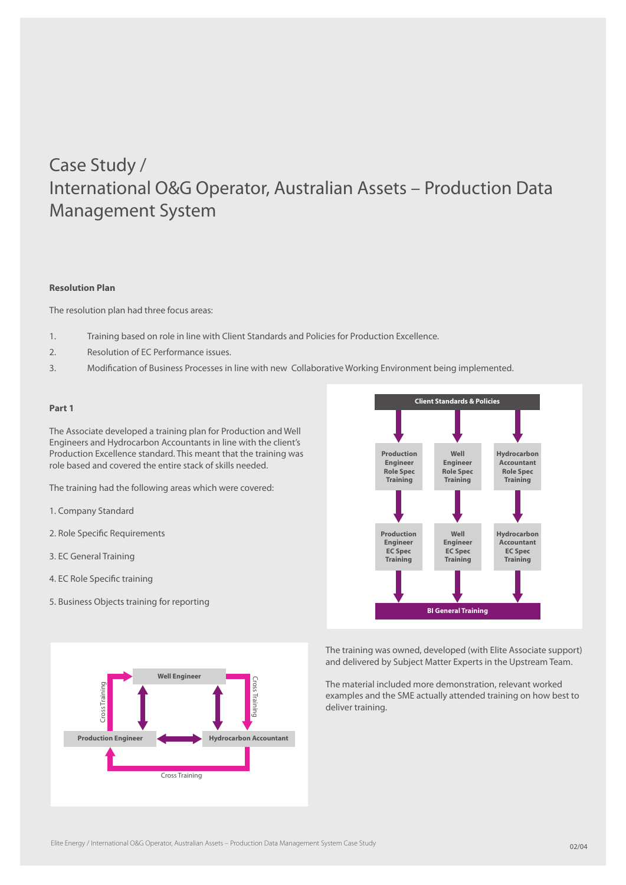# Case Study / International O&G Operator, Australian Assets – Production Data Management System

**Resolution Plan**

The resolution plan had three focus areas:

1. Training based on role in line with Client Standards and Policies for Production Excellence.
2. Resolution of EC Performance issues.
3. Modification of Business Processes in line with new Collaborative Working Environment being implemented.

**Part 1**

The Associate developed a training plan for Production and Well Engineers and Hydrocarbon Accountants in line with the client's Production Excellence standard. This meant that the training was role based and covered the entire stack of skills needed.

The training had the following areas which were covered:

1. Company Standard
2. Role Specific Requirements
3. EC General Training
4. EC Role Specific training
5. Business Objects training for reporting

Client Standards & Policies

Production Engineer Role Spec Training | Well Engineer Role Spec Training | Hydrocarbon Accountant Role Spec Training

Production Engineer EC Spec Training | Well Engineer EC Spec Training | Hydrocarbon Accountant EC Spec Training

BI General Training

Well Engineer | Production Engineer | Hydrocarbon Accountant | Cross Training

The training was owned, developed (with Elite Associate support) and delivered by Subject Matter Experts in the Upstream Team.

The material included more demonstration, relevant worked examples and the SME actually attended training on how best to deliver training.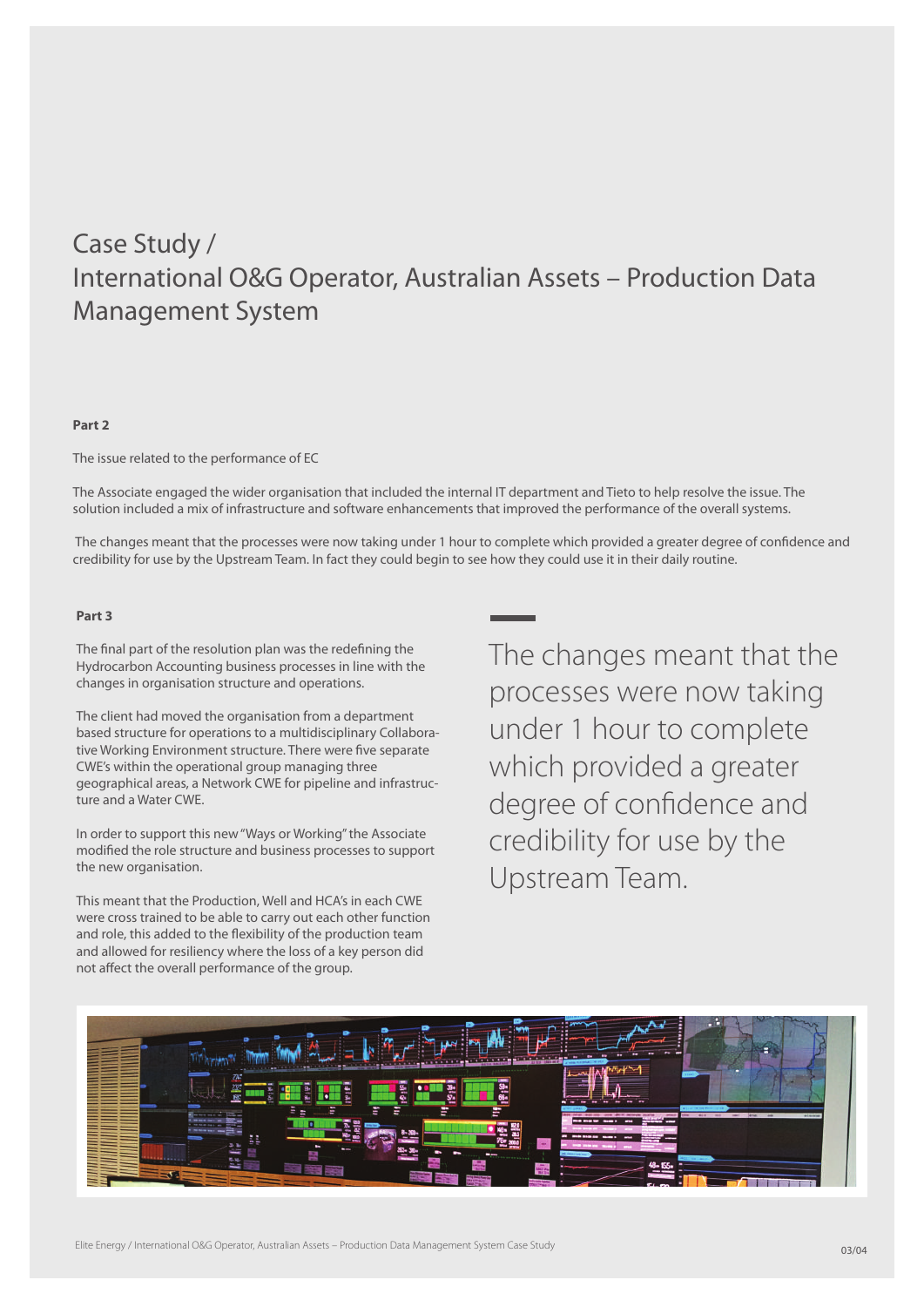# Case Study / International O&G Operator, Australian Assets – Production Data Management System

**Part 2**

The issue related to the performance of EC

The Associate engaged the wider organisation that included the internal IT department and Tieto to help resolve the issue. The solution included a mix of infrastructure and software enhancements that improved the performance of the overall systems.

The changes meant that the processes were now taking under 1 hour to complete which provided a greater degree of confidence and credibility for use by the Upstream Team. In fact they could begin to see how they could use it in their daily routine.

**Part 3**

The final part of the resolution plan was the redefining the Hydrocarbon Accounting business processes in line with the changes in organisation structure and operations.

The client had moved the organisation from a department based structure for operations to a multidisciplinary Collaborative Working Environment structure. There were five separate CWE's within the operational group managing three geographical areas, a Network CWE for pipeline and infrastructure and a Water CWE.

In order to support this new "Ways or Working" the Associate modified the role structure and business processes to support the new organisation.

This meant that the Production, Well and HCA's in each CWE were cross trained to be able to carry out each other function and role, this added to the flexibility of the production team and allowed for resiliency where the loss of a key person did not affect the overall performance of the group.

> The changes meant that the processes were now taking under 1 hour to complete which provided a greater degree of confidence and credibility for use by the Upstream Team.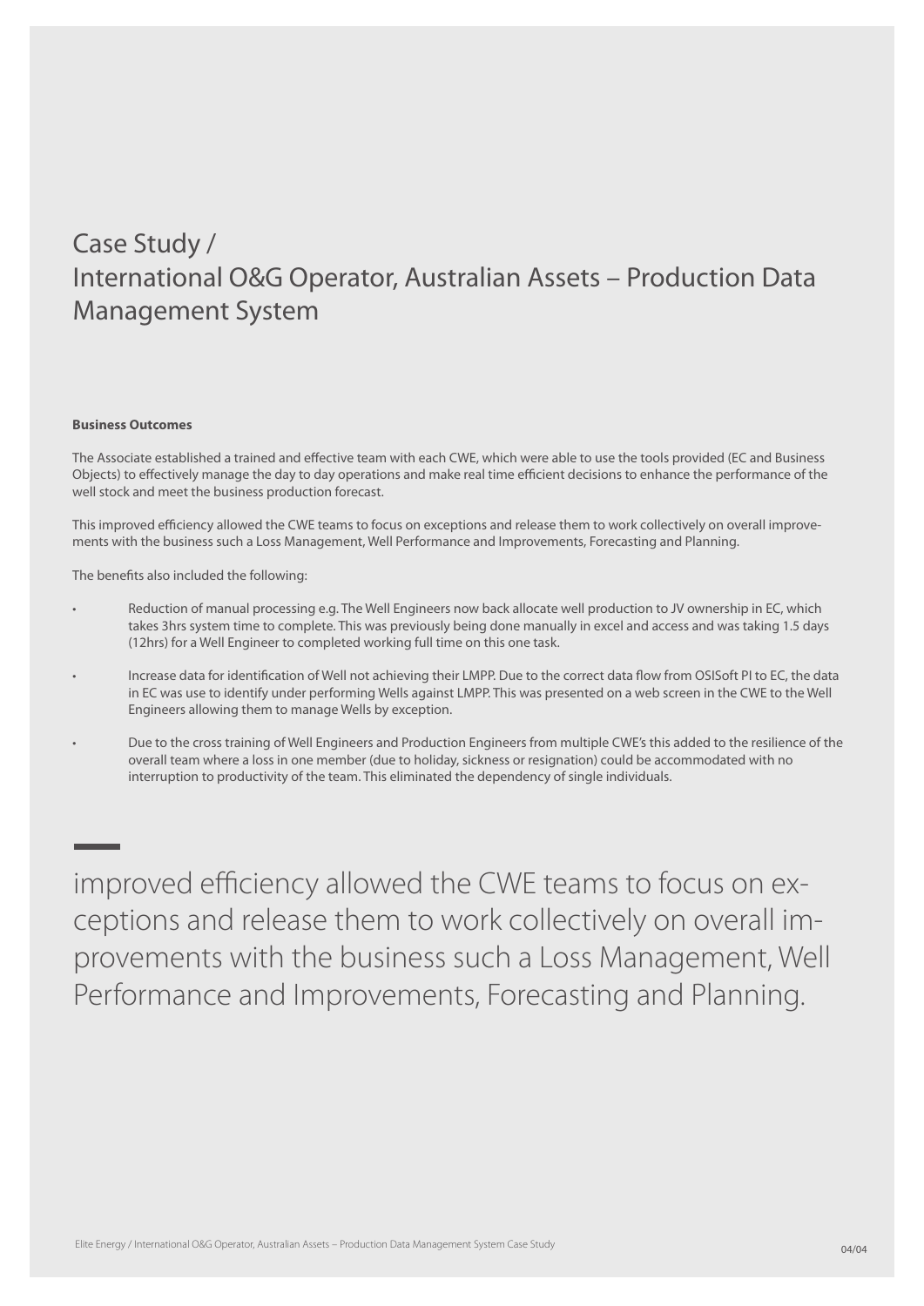# Case Study / International O&G Operator, Australian Assets – Production Data Management System

**Business Outcomes**

The Associate established a trained and effective team with each CWE, which were able to use the tools provided (EC and Business Objects) to effectively manage the day to day operations and make real time efficient decisions to enhance the performance of the well stock and meet the business production forecast.

This improved efficiency allowed the CWE teams to focus on exceptions and release them to work collectively on overall improvements with the business such a Loss Management, Well Performance and Improvements, Forecasting and Planning.

The benefits also included the following:

- Reduction of manual processing e.g. The Well Engineers now back allocate well production to JV ownership in EC, which takes 3hrs system time to complete. This was previously being done manually in excel and access and was taking 1.5 days (12hrs) for a Well Engineer to completed working full time on this one task.
- Increase data for identification of Well not achieving their LMPP. Due to the correct data flow from OSISoft PI to EC, the data in EC was use to identify under performing Wells against LMPP. This was presented on a web screen in the CWE to the Well Engineers allowing them to manage Wells by exception.
- Due to the cross training of Well Engineers and Production Engineers from multiple CWE's this added to the resilience of the overall team where a loss in one member (due to holiday, sickness or resignation) could be accommodated with no interruption to productivity of the team. This eliminated the dependency of single individuals.

improved efficiency allowed the CWE teams to focus on exceptions and release them to work collectively on overall improvements with the business such a Loss Management, Well Performance and Improvements, Forecasting and Planning.